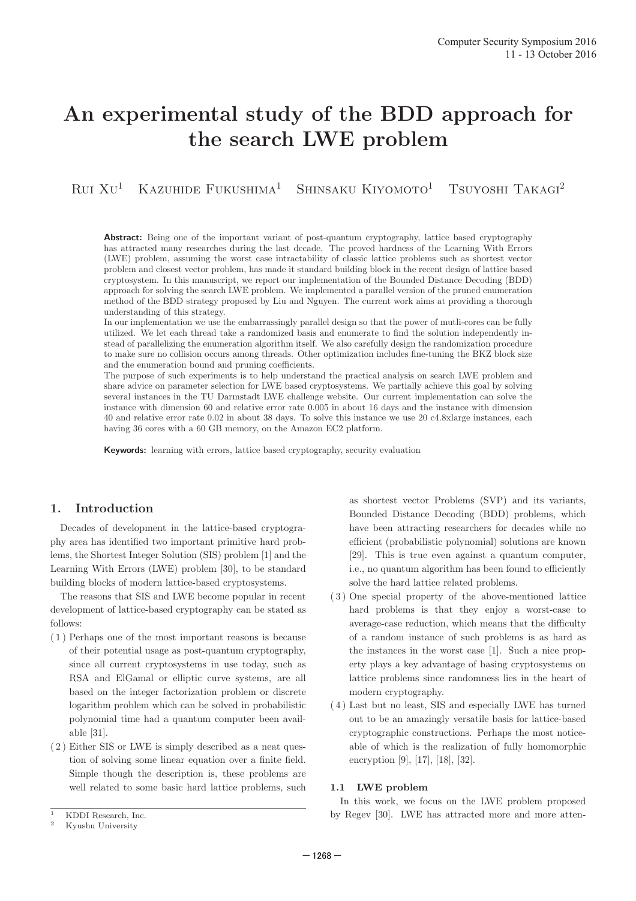# An experimental study of the BDD approach for the search LWE problem

Rui Xu[1] Kazuhide Fukushima[1] Shinsaku Kiyomoto[1] Tsuyoshi Takagi[2]

**Abstract:** Being one of the important variant of post-quantum cryptography, lattice based cryptography has attracted many researches during the last decade. The proved hardness of the Learning With Errors (LWE) problem, assuming the worst case intractability of classic lattice problems such as shortest vector problem and closest vector problem, has made it standard building block in the recent design of lattice based cryptosystem. In this manuscript, we report our implementation of the Bounded Distance Decoding (BDD) approach for solving the search LWE problem. We implemented a parallel version of the pruned enumeration method of the BDD strategy proposed by Liu and Nguyen. The current work aims at providing a thorough understanding of this strategy.

In our implementation we use the embarrassingly parallel design so that the power of mutli-cores can be fully utilized. We let each thread take a randomized basis and enumerate to find the solution independently instead of parallelizing the enumeration algorithm itself. We also carefully design the randomization procedure to make sure no collision occurs among threads. Other optimization includes fine-tuning the BKZ block size and the enumeration bound and pruning coefficients.

The purpose of such experiments is to help understand the practical analysis on search LWE problem and share advice on parameter selection for LWE based cryptosystems. We partially achieve this goal by solving several instances in the TU Darmstadt LWE challenge website. Our current implementation can solve the instance with dimension 60 and relative error rate 0.005 in about 16 days and the instance with dimension 40 and relative error rate 0.02 in about 38 days. To solve this instance we use 20 c4.8xlarge instances, each having 36 cores with a 60 GB memory, on the Amazon EC2 platform.

**Keywords:** learning with errors, lattice based cryptography, security evaluation

## 1. Introduction

Decades of development in the lattice-based cryptography area has identified two important primitive hard problems, the Shortest Integer Solution (SIS) problem [1] and the Learning With Errors (LWE) problem [30], to be standard building blocks of modern lattice-based cryptosystems.

The reasons that SIS and LWE become popular in recent development of lattice-based cryptography can be stated as follows:

(1) Perhaps one of the most important reasons is because of their potential usage as post-quantum cryptography, since all current cryptosystems in use today, such as RSA and ElGamal or elliptic curve systems, are all based on the integer factorization problem or discrete logarithm problem which can be solved in probabilistic polynomial time had a quantum computer been available [31].

(2) Either SIS or LWE is simply described as a neat question of solving some linear equation over a finite field. Simple though the description is, these problems are well related to some basic hard lattice problems, such as shortest vector Problems (SVP) and its variants, Bounded Distance Decoding (BDD) problems, which have been attracting researchers for decades while no efficient (probabilistic polynomial) solutions are known [29]. This is true even against a quantum computer, i.e., no quantum algorithm has been found to efficiently solve the hard lattice related problems.

(3) One special property of the above-mentioned lattice hard problems is that they enjoy a worst-case to average-case reduction, which means that the difficulty of a random instance of such problems is as hard as the instances in the worst case [1]. Such a nice property plays a key advantage of basing cryptosystems on lattice problems since randomness lies in the heart of modern cryptography.

(4) Last but no least, SIS and especially LWE has turned out to be an amazingly versatile basis for lattice-based cryptographic constructions. Perhaps the most noticeable of which is the realization of fully homomorphic encryption [9], [17], [18], [32].

### 1.1 LWE problem

In this work, we focus on the LWE problem proposed by Regev [30]. LWE has attracted more and more atten-

[1] KDDI Research, Inc.
[2] Kyushu University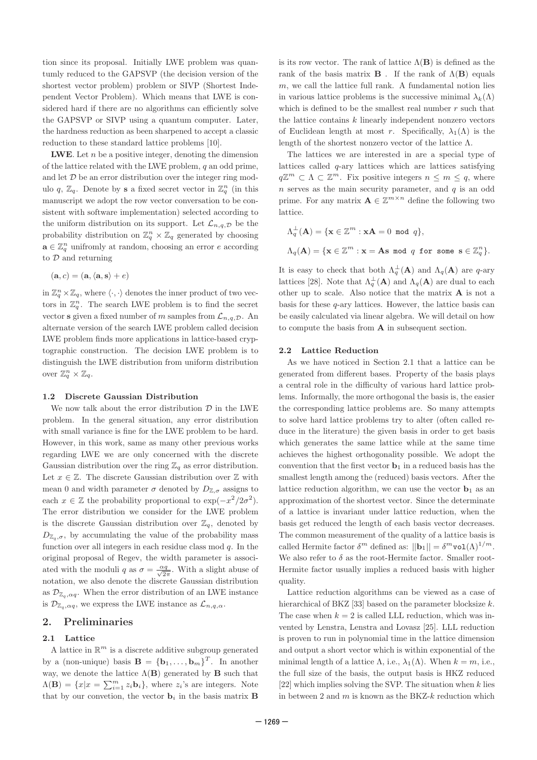tion since its proposal. Initially LWE problem was quantumly reduced to the GAPSVP (the decision version of the shortest vector problem) problem or SIVP (Shortest Independent Vector Problem). Which means that LWE is considered hard if there are no algorithms can efficiently solve the GAPSVP or SIVP using a quantum computer. Later, the hardness reduction as been sharpened to accept a classic reduction to these standard lattice problems [10].

**LWE**. Let $n$ be a positive integer, denoting the dimension of the lattice related with the LWE problem, $q$ an odd prime, and let $\mathcal{D}$ be an error distribution over the integer ring modulo $q$, $\mathbb{Z}_q$. Denote by $\mathbf{s}$ a fixed secret vector in $\mathbb{Z}_q^n$ (in this manuscript we adopt the row vector conversation to be consistent with software implementation) selected according to the uniform distribution on its support. Let $\mathcal{L}_{n,q,\mathcal{D}}$ be the probability distribution on $\mathbb{Z}_q^n \times \mathbb{Z}_q$ generated by choosing $\mathbf{a} \in \mathbb{Z}_q^n$ unifromly at random, choosing an error $e$ according to $\mathcal{D}$ and returning

$$(\mathbf{a}, c) = (\mathbf{a}, \langle \mathbf{a}, \mathbf{s} \rangle + e)$$

in $\mathbb{Z}_q^n \times \mathbb{Z}_q$, where $\langle \cdot, \cdot \rangle$ denotes the inner product of two vectors in $\mathbb{Z}_q^n$. The search LWE problem is to find the secret vector $\mathbf{s}$ given a fixed number of $m$ samples from $\mathcal{L}_{n,q,\mathcal{D}}$. An alternate version of the search LWE problem called decision LWE problem finds more applications in lattice-based cryptographic construction. The decision LWE problem is to distinguish the LWE distribution from uniform distribution over $\mathbb{Z}_q^n \times \mathbb{Z}_q$.

### 1.2 Discrete Gaussian Distribution

We now talk about the error distribution $\mathcal{D}$ in the LWE problem. In the general situation, any error distribution with small variance is fine for the LWE problem to be hard. However, in this work, same as many other previous works regarding LWE we are only concerned with the discrete Gaussian distribution over the ring $\mathbb{Z}_q$ as error distribution. Let $x \in \mathbb{Z}$. The discrete Gaussian distribution over $\mathbb{Z}$ with mean 0 and width parameter $\sigma$ denoted by $D_{\mathbb{Z},\sigma}$ assigns to each $x \in \mathbb{Z}$ the probability proportional to $\exp(-x^2/2\sigma^2)$. The error distribution we consider for the LWE problem is the discrete Gaussian distribution over $\mathbb{Z}_q$, denoted by $D_{\mathbb{Z}_q,\sigma}$, by accumulating the value of the probability mass function over all integers in each residue class mod $q$. In the original proposal of Regev, the width parameter is associated with the moduli $q$ as $\sigma = \frac{\alpha q}{\sqrt{2\pi}}$. With a slight abuse of notation, we also denote the discrete Gaussian distribution as $\mathcal{D}_{\mathbb{Z}_q,\alpha q}$. When the error distribution of an LWE instance is $\mathcal{D}_{\mathbb{Z}_q,\alpha q}$, we express the LWE instance as $\mathcal{L}_{n,q,\alpha}$.

## 2. Preliminaries

### 2.1 Lattice

A lattice in $\mathbb{R}^m$ is a discrete additive subgroup generated by a (non-unique) basis $\mathbf{B} = \{\mathbf{b}_1, \ldots, \mathbf{b}_m\}^T$. In another way, we denote the lattice $\Lambda(\mathbf{B})$ generated by $\mathbf{B}$ such that $\Lambda(\mathbf{B}) = \{x | x = \sum_{i=1}^m z_i \mathbf{b}_i\}$, where $z_i$'s are integers. Note that by our convetion, the vector $\mathbf{b}_i$ in the basis matrix $\mathbf{B}$ is its row vector. The rank of lattice $\Lambda(\mathbf{B})$ is defined as the rank of the basis matrix $\mathbf{B}$ . If the rank of $\Lambda(\mathbf{B})$ equals $m$, we call the lattice full rank. A fundamental notion lies in various lattice problems is the successive minimal $\lambda_k(\Lambda)$ which is defined to be the smallest real number $r$ such that the lattice contains $k$ linearly independent nonzero vectors of Euclidean length at most $r$. Specifically, $\lambda_1(\Lambda)$ is the length of the shortest nonzero vector of the lattice $\Lambda$.

The lattices we are interested in are a special type of lattices called $q$-ary lattices which are lattices satisfying $q\mathbb{Z}^m \subset \Lambda \subset \mathbb{Z}^m$. Fix positive integers $n \le m \le q$, where $n$ serves as the main security parameter, and $q$ is an odd prime. For any matrix $\mathbf{A} \in \mathbb{Z}^{m \times n}$ define the following two lattice.

$$\Lambda_q^{\perp}(\mathbf{A}) = \{\mathbf{x} \in \mathbb{Z}^m : \mathbf{x}\mathbf{A} = 0 \texttt{ mod } q\},$$

$$\Lambda_q(\mathbf{A}) = \{\mathbf{x} \in \mathbb{Z}^m : \mathbf{x} = \mathbf{A}\mathbf{s} \texttt{ mod } q \texttt{ for some } \mathbf{s} \in \mathbb{Z}_q^n\}.$$

It is easy to check that both $\Lambda_q^{\perp}(\mathbf{A})$ and $\Lambda_q(\mathbf{A})$ are $q$-ary lattices [28]. Note that $\Lambda_q^{\perp}(\mathbf{A})$ and $\Lambda_q(\mathbf{A})$ are dual to each other up to scale. Also notice that the matrix $\mathbf{A}$ is not a basis for these $q$-ary lattices. However, the lattice basis can be easily calculated via linear algebra. We will detail on how to compute the basis from $\mathbf{A}$ in subsequent section.

### 2.2 Lattice Reduction

As we have noticed in Section 2.1 that a lattice can be generated from different bases. Property of the basis plays a central role in the difficulty of various hard lattice problems. Informally, the more orthogonal the basis is, the easier the corresponding lattice problems are. So many attempts to solve hard lattice problems try to alter (often called reduce in the literature) the given basis in order to get basis which generates the same lattice while at the same time achieves the highest orthogonality possible. We adopt the convention that the first vector $\mathbf{b}_1$ in a reduced basis has the smallest length among the (reduced) basis vectors. After the lattice reduction algorithm, we can use the vector $\mathbf{b}_1$ as an approximation of the shortest vector. Since the determinate of a lattice is invariant under lattice reduction, when the basis get reduced the length of each basis vector decreases. The common measurement of the quality of a lattice basis is called Hermite factor $\delta^m$ defined as: $||\mathbf{b}_1|| = \delta^m \texttt{vol}(\Lambda)^{1/m}$. We also refer to $\delta$ as the root-Hermite factor. Smaller root-Hermite factor usually implies a reduced basis with higher quality.

Lattice reduction algorithms can be viewed as a case of hierarchical of BKZ [33] based on the parameter blocksize $k$. The case when $k = 2$ is called LLL reduction, which was invented by Lenstra, Lenstra and Lovasz [25]. LLL reduction is proven to run in polynomial time in the lattice dimension and output a short vector which is within exponential of the minimal length of a lattice $\Lambda$, i.e., $\lambda_1(\Lambda)$. When $k = m$, i.e., the full size of the basis, the output basis is HKZ reduced [22] which implies solving the SVP. The situation when $k$ lies in between 2 and $m$ is known as the BKZ-$k$ reduction which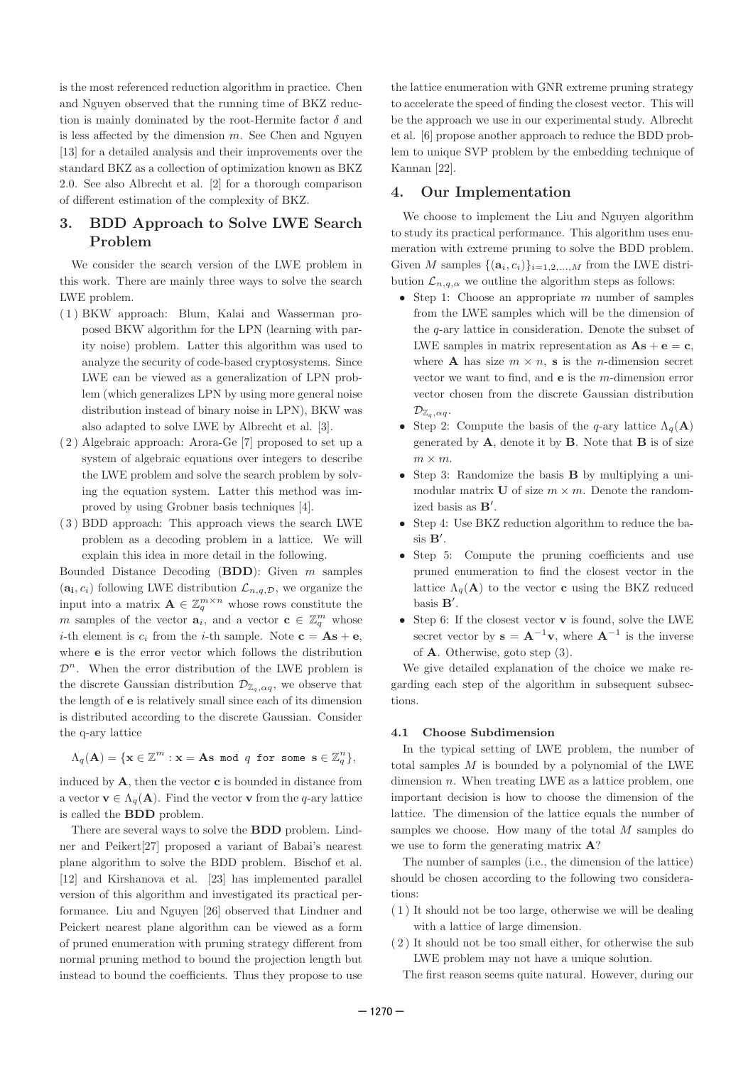is the most referenced reduction algorithm in practice. Chen and Nguyen observed that the running time of BKZ reduction is mainly dominated by the root-Hermite factor $\delta$ and is less affected by the dimension $m$. See Chen and Nguyen [13] for a detailed analysis and their improvements over the standard BKZ as a collection of optimization known as BKZ 2.0. See also Albrecht et al. [2] for a thorough comparison of different estimation of the complexity of BKZ.

## 3. BDD Approach to Solve LWE Search Problem

We consider the search version of the LWE problem in this work. There are mainly three ways to solve the search LWE problem.

(1) BKW approach: Blum, Kalai and Wasserman proposed BKW algorithm for the LPN (learning with parity noise) problem. Latter this algorithm was used to analyze the security of code-based cryptosystems. Since LWE can be viewed as a generalization of LPN problem (which generalizes LPN by using more general noise distribution instead of binary noise in LPN), BKW was also adapted to solve LWE by Albrecht et al. [3].

(2) Algebraic approach: Arora-Ge [7] proposed to set up a system of algebraic equations over integers to describe the LWE problem and solve the search problem by solving the equation system. Latter this method was improved by using Grobner basis techniques [4].

(3) BDD approach: This approach views the search LWE problem as a decoding problem in a lattice. We will explain this idea in more detail in the following.

Bounded Distance Decoding (**BDD**): Given $m$ samples $(\mathbf{a_i}, c_i)$ following LWE distribution $\mathcal{L}_{n,q,\mathcal{D}}$, we organize the input into a matrix $\mathbf{A} \in \mathbb{Z}_q^{m \times n}$ whose rows constitute the $m$ samples of the vector $\mathbf{a}_i$, and a vector $\mathbf{c} \in \mathbb{Z}_q^m$ whose $i$-th element is $c_i$ from the $i$-th sample. Note $\mathbf{c} = \mathbf{As} + \mathbf{e}$, where $\mathbf{e}$ is the error vector which follows the distribution $\mathcal{D}^n$. When the error distribution of the LWE problem is the discrete Gaussian distribution $\mathcal{D}_{\mathbb{Z}_q,\alpha q}$, we observe that the length of $\mathbf{e}$ is relatively small since each of its dimension is distributed according to the discrete Gaussian. Consider the q-ary lattice

$$\Lambda_q(\mathbf{A}) = \{\mathbf{x} \in \mathbb{Z}^m : \mathbf{x} = \mathbf{As} \bmod q \text{ for some } \mathbf{s} \in \mathbb{Z}_q^n\},$$

induced by $\mathbf{A}$, then the vector $\mathbf{c}$ is bounded in distance from a vector $\mathbf{v} \in \Lambda_q(\mathbf{A})$. Find the vector $\mathbf{v}$ from the $q$-ary lattice is called the **BDD** problem.

There are several ways to solve the **BDD** problem. Lindner and Peikert[27] proposed a variant of Babai's nearest plane algorithm to solve the BDD problem. Bischof et al. [12] and Kirshanova et al. [23] has implemented parallel version of this algorithm and investigated its practical performance. Liu and Nguyen [26] observed that Lindner and Peickert nearest plane algorithm can be viewed as a form of pruned enumeration with pruning strategy different from normal pruning method to bound the projection length but instead to bound the coefficients. Thus they propose to use the lattice enumeration with GNR extreme pruning strategy to accelerate the speed of finding the closest vector. This will be the approach we use in our experimental study. Albrecht et al. [6] propose another approach to reduce the BDD problem to unique SVP problem by the embedding technique of Kannan [22].

## 4. Our Implementation

We choose to implement the Liu and Nguyen algorithm to study its practical performance. This algorithm uses enumeration with extreme pruning to solve the BDD problem. Given $M$ samples $\{(\mathbf{a}_i, c_i)\}_{i=1,2,\ldots,M}$ from the LWE distribution $\mathcal{L}_{n,q,\alpha}$ we outline the algorithm steps as follows:

- Step 1: Choose an appropriate $m$ number of samples from the LWE samples which will be the dimension of the $q$-ary lattice in consideration. Denote the subset of LWE samples in matrix representation as $\mathbf{As} + \mathbf{e} = \mathbf{c}$, where $\mathbf{A}$ has size $m \times n$, $\mathbf{s}$ is the $n$-dimension secret vector we want to find, and $\mathbf{e}$ is the $m$-dimension error vector chosen from the discrete Gaussian distribution $\mathcal{D}_{\mathbb{Z}_q,\alpha q}$.
- Step 2: Compute the basis of the $q$-ary lattice $\Lambda_q(\mathbf{A})$ generated by $\mathbf{A}$, denote it by $\mathbf{B}$. Note that $\mathbf{B}$ is of size $m \times m$.
- Step 3: Randomize the basis $\mathbf{B}$ by multiplying a unimodular matrix $\mathbf{U}$ of size $m \times m$. Denote the randomized basis as $\mathbf{B}'$.
- Step 4: Use BKZ reduction algorithm to reduce the basis $\mathbf{B}'$.
- Step 5: Compute the pruning coefficients and use pruned enumeration to find the closest vector in the lattice $\Lambda_q(\mathbf{A})$ to the vector $\mathbf{c}$ using the BKZ reduced basis $\mathbf{B}'$.
- Step 6: If the closest vector $\mathbf{v}$ is found, solve the LWE secret vector by $\mathbf{s} = \mathbf{A}^{-1}\mathbf{v}$, where $\mathbf{A}^{-1}$ is the inverse of $\mathbf{A}$. Otherwise, goto step (3).

We give detailed explanation of the choice we make regarding each step of the algorithm in subsequent subsections.

### 4.1 Choose Subdimension

In the typical setting of LWE problem, the number of total samples $M$ is bounded by a polynomial of the LWE dimension $n$. When treating LWE as a lattice problem, one important decision is how to choose the dimension of the lattice. The dimension of the lattice equals the number of samples we choose. How many of the total $M$ samples do we use to form the generating matrix $\mathbf{A}$?

The number of samples (i.e., the dimension of the lattice) should be chosen according to the following two considerations:

(1) It should not be too large, otherwise we will be dealing with a lattice of large dimension.

(2) It should not be too small either, for otherwise the sub LWE problem may not have a unique solution.

The first reason seems quite natural. However, during our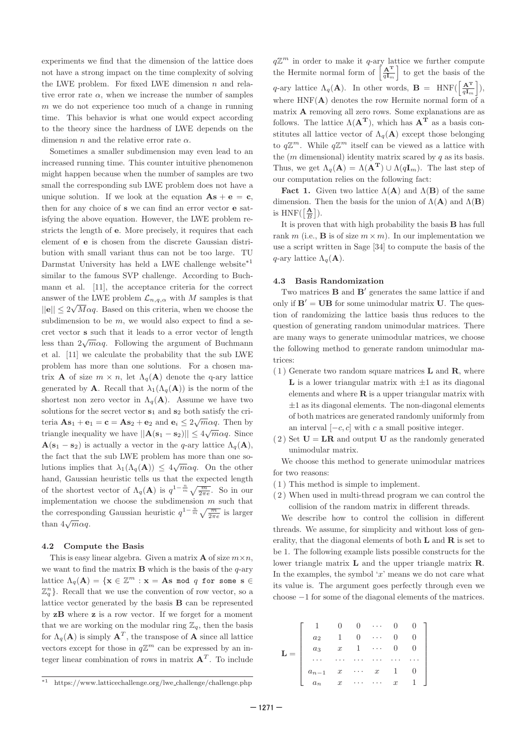experiments we find that the dimension of the lattice does not have a strong impact on the time complexity of solving the LWE problem. For fixed LWE dimension $n$ and relative error rate $\alpha$, when we increase the number of samples $m$ we do not experience too much of a change in running time. This behavior is what one would expect according to the theory since the hardness of LWE depends on the dimension $n$ and the relative error rate $\alpha$.

Sometimes a smaller subdimension may even lead to an increased running time. This counter intuitive phenomenon might happen because when the number of samples are two small the corresponding sub LWE problem does not have a unique solution. If we look at the equation $\mathbf{As} + \mathbf{e} = \mathbf{c}$, then for any choice of $\mathbf{s}$ we can find an error vector $\mathbf{e}$ satisfying the above equation. However, the LWE problem restricts the length of $\mathbf{e}$. More precisely, it requires that each element of $\mathbf{e}$ is chosen from the discrete Gaussian distribution with small variant thus can not be too large. TU Darmstat University has held a LWE challenge website[*1] similar to the famous SVP challenge. According to Buchmann et al. [11], the acceptance criteria for the correct answer of the LWE problem $\mathcal{L}_{n,q,\alpha}$ with $M$ samples is that $||\mathbf{e}|| \leq 2\sqrt{M}\alpha q$. Based on this criteria, when we choose the subdimension to be $m$, we would also expect to find a secret vector $\mathbf{s}$ such that it leads to a error vector of length less than $2\sqrt{m}\alpha q$. Following the argument of Buchmann et al. [11] we calculate the probability that the sub LWE problem has more than one solutions. For a chosen matrix $\mathbf{A}$ of size $m \times n$, let $\Lambda_q(\mathbf{A})$ denote the q-ary lattice generated by $\mathbf{A}$. Recall that $\lambda_1(\Lambda_q(\mathbf{A}))$ is the norm of the shortest non zero vector in $\Lambda_q(\mathbf{A})$. Assume we have two solutions for the secret vector $\mathbf{s}_1$ and $\mathbf{s}_2$ both satisfy the criteria $\mathbf{As}_1 + \mathbf{e}_1 = \mathbf{c} = \mathbf{As}_2 + \mathbf{e}_2$ and $\mathbf{e}_i \leq 2\sqrt{m}\alpha q$. Then by triangle inequality we have $||\mathbf{A}(\mathbf{s}_1 - \mathbf{s}_2)|| \leq 4\sqrt{m}\alpha q$. Since $\mathbf{A}(\mathbf{s}_1 - \mathbf{s}_2)$ is actually a vector in the $q$-ary lattice $\Lambda_q(\mathbf{A})$, the fact that the sub LWE problem has more than one solutions implies that $\lambda_1(\Lambda_q(\mathbf{A})) \leq 4\sqrt{m}\alpha q$. On the other hand, Gaussian heuristic tells us that the expected length of the shortest vector of $\Lambda_q(\mathbf{A})$ is $q^{1-\frac{n}{m}}\sqrt{\frac{m}{2\pi e}}$. So in our implementation we choose the subdimension $m$ such that the corresponding Gaussian heuristic $q^{1-\frac{n}{m}}\sqrt{\frac{m}{2\pi e}}$ is larger than $4\sqrt{m}\alpha q$.

### 4.2 Compute the Basis

This is easy linear algebra. Given a matrix $\mathbf{A}$ of size $m \times n$, we want to find the matrix $\mathbf{B}$ which is the basis of the $q$-ary lattice $\Lambda_q(\mathbf{A}) = \{\mathbf{x} \in \mathbb{Z}^m : \mathbf{x} = \mathbf{As} \bmod q \text{ for some } \mathbf{s} \in \mathbb{Z}_q^n\}$. Recall that we use the convention of row vector, so a lattice vector generated by the basis $\mathbf{B}$ can be represented by $\mathbf{zB}$ where $\mathbf{z}$ is a row vector. If we forget for a moment that we are working on the modular ring $\mathbb{Z}_q$, then the basis for $\Lambda_q(\mathbf{A})$ is simply $\mathbf{A}^T$, the transpose of $\mathbf{A}$ since all lattice vectors except for those in $q\mathbb{Z}^m$ can be expressed by an integer linear combination of rows in matrix $\mathbf{A}^T$. To include $q\mathbb{Z}^m$ in order to make it $q$-ary lattice we further compute the Hermite normal form of $\left[\frac{\mathbf{A}^\mathbf{T}}{q\mathbf{I}_m}\right]$ to get the basis of the $q$-ary lattice $\Lambda_q(\mathbf{A})$. In other words, $\mathbf{B} = \text{HNF}(\left[\frac{\mathbf{A}^\mathbf{T}}{q\mathbf{I}_m}\right])$, where $\text{HNF}(\mathbf{A})$ denotes the row Hermite normal form of a matrix $\mathbf{A}$ removing all zero rows. Some explanations are as follows. The lattice $\Lambda(\mathbf{A}^\mathbf{T})$, which has $\mathbf{A}^\mathbf{T}$ as a basis constitutes all lattice vector of $\Lambda_q(\mathbf{A})$ except those belonging to $q\mathbb{Z}^m$. While $q\mathbb{Z}^m$ itself can be viewed as a lattice with the ($m$ dimensional) identity matrix scared by $q$ as its basis. Thus, we get $\Lambda_q(\mathbf{A}) = \Lambda(\mathbf{A}^\mathbf{T}) \cup \Lambda(q\mathbf{I}_m)$. The last step of our computation relies on the following fact:

**Fact 1.** Given two lattice $\Lambda(\mathbf{A})$ and $\Lambda(\mathbf{B})$ of the same dimension. Then the basis for the union of $\Lambda(\mathbf{A})$ and $\Lambda(\mathbf{B})$ is $\text{HNF}(\left[\frac{\mathbf{A}}{B}\right])$.

It is proven that with high probability the basis $\mathbf{B}$ has full rank $m$ (i.e., $\mathbf{B}$ is of size $m \times m$). In our implementation we use a script written in Sage [34] to compute the basis of the $q$-ary lattice $\Lambda_q(\mathbf{A})$.

### 4.3 Basis Randomization

Two matrices $\mathbf{B}$ and $\mathbf{B}'$ generates the same lattice if and only if $\mathbf{B}' = \mathbf{UB}$ for some unimodular matrix $\mathbf{U}$. The question of randomizing the lattice basis thus reduces to the question of generating random unimodular matrices. There are many ways to generate unimodular matrices, we choose the following method to generate random unimodular matrices:

(1) Generate two random square matrices $\mathbf{L}$ and $\mathbf{R}$, where $\mathbf{L}$ is a lower triangular matrix with $\pm 1$ as its diagonal elements and where $\mathbf{R}$ is a upper triangular matrix with $\pm 1$ as its diagonal elements. The non-diagonal elements of both matrices are generated randomly uniformly from an interval $[-c, c]$ with $c$ a small positive integer.

(2) Set $\mathbf{U} = \mathbf{LR}$ and output $\mathbf{U}$ as the randomly generated unimodular matrix.

We choose this method to generate unimodular matrices for two reasons:

(1) This method is simple to implement.

(2) When used in multi-thread program we can control the collision of the random matrix in different threads.

We describe how to control the collision in different threads. We assume, for simplicity and without loss of generality, that the diagonal elements of both $\mathbf{L}$ and $\mathbf{R}$ is set to be 1. The following example lists possible constructs for the lower triangle matrix $\mathbf{L}$ and the upper triangle matrix $\mathbf{R}$. In the examples, the symbol '$x$' means we do not care what its value is. The argument goes perfectly through even we choose $-1$ for some of the diagonal elements of the matrices.

$$\mathbf{L} = \begin{bmatrix} 1 & 0 & 0 & \cdots & 0 & 0 \\ a_2 & 1 & 0 & \cdots & 0 & 0 \\ a_3 & x & 1 & \cdots & 0 & 0 \\ \cdots & \cdots & \cdots & \cdots & \cdots & \cdots \\ a_{n-1} & x & \cdots & x & 1 & 0 \\ a_n & x & \cdots & \cdots & x & 1 \end{bmatrix}$$

[*1] https://www.latticechallenge.org/lwe_challenge/challenge.php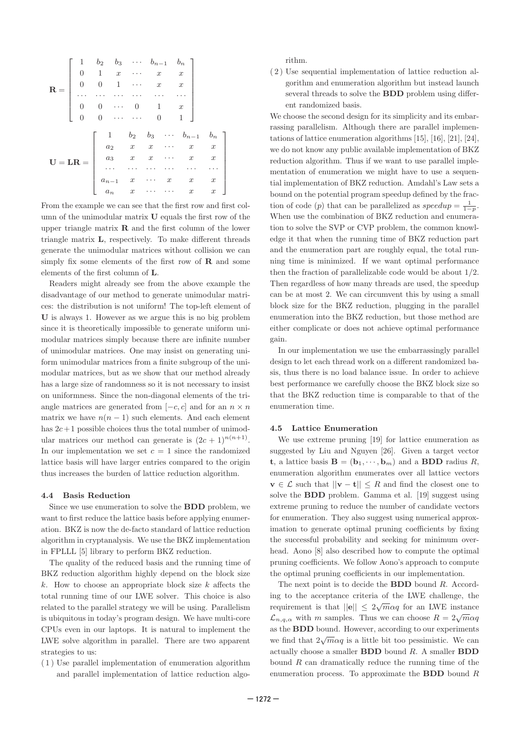$$
\mathbf{R} = \begin{bmatrix} 1 & b_2 & b_3 & \cdots & b_{n-1} & b_n \\ 0 & 1 & x & \cdots & x & x \\ 0 & 0 & 1 & \cdots & x & x \\ \cdots & \cdots & \cdots & \cdots & \cdots & \cdots \\ 0 & 0 & \cdots & 0 & 1 & x \\ 0 & 0 & \cdots & \cdots & 0 & 1 \end{bmatrix}
$$

$$
\mathbf{U} = \mathbf{LR} = \begin{bmatrix} 1 & b_2 & b_3 & \cdots & b_{n-1} & b_n \\ a_2 & x & x & \cdots & x & x \\ a_3 & x & x & \cdots & x & x \\ \cdots & \cdots & \cdots & \cdots & \cdots & \cdots \\ a_{n-1} & x & \cdots & x & x & x \\ a_n & x & \cdots & \cdots & x & x \end{bmatrix}
$$

From the example we can see that the first row and first column of the unimodular matrix $\mathbf{U}$ equals the first row of the upper triangle matrix $\mathbf{R}$ and the first column of the lower triangle matrix $\mathbf{L}$, respectively. To make different threads generate the unimodular matrices without collision we can simply fix some elements of the first row of $\mathbf{R}$ and some elements of the first column of $\mathbf{L}$.

Readers might already see from the above example the disadvantage of our method to generate unimodular matrices: the distribution is not uniform! The top-left element of $\mathbf{U}$ is always 1. However as we argue this is no big problem since it is theoretically impossible to generate uniform unimodular matrices simply because there are infinite number of unimodular matrices. One may insist on generating uniform unimodular matrices from a finite subgroup of the unimodular matrices, but as we show that our method already has a large size of randomness so it is not necessary to insist on uniformness. Since the non-diagonal elements of the triangle matrices are generated from $[-c, c]$ and for an $n \times n$ matrix we have $n(n-1)$ such elements. And each element has $2c+1$ possible choices thus the total number of unimodular matrices our method can generate is $(2c+1)^{n(n+1)}$. In our implementation we set $c = 1$ since the randomized lattice basis will have larger entries compared to the origin thus increases the burden of lattice reduction algorithm.

### 4.4 Basis Reduction

Since we use enumeration to solve the **BDD** problem, we want to first reduce the lattice basis before applying enumeration. BKZ is now the de-facto standard of lattice reduction algorithm in cryptanalysis. We use the BKZ implementation in FPLLL [5] library to perform BKZ reduction.

The quality of the reduced basis and the running time of BKZ reduction algorithm highly depend on the block size $k$. How to choose an appropriate block size $k$ affects the total running time of our LWE solver. This choice is also related to the parallel strategy we will be using. Parallelism is ubiquitous in today's program design. We have multi-core CPUs even in our laptops. It is natural to implement the LWE solve algorithm in parallel. There are two apparent strategies to us:

(1) Use parallel implementation of enumeration algorithm and parallel implementation of lattice reduction algorithm.

(2) Use sequential implementation of lattice reduction algorithm and enumeration algorithm but instead launch several threads to solve the **BDD** problem using different randomized basis.

We choose the second design for its simplicity and its embarrassing parallelism. Although there are parallel implementations of lattice enumeration algorithms [15], [16], [21], [24], we do not know any public available implementation of BKZ reduction algorithm. Thus if we want to use parallel implementation of enumeration we might have to use a sequential implementation of BKZ reduction. Amdahl's Law sets a bound on the potential program speedup defined by the fraction of code ($p$) that can be parallelized as $speedup = \frac{1}{1-p}$. When use the combination of BKZ reduction and enumeration to solve the SVP or CVP problem, the common knowledge it that when the running time of BKZ reduction part and the enumeration part are roughly equal, the total running time is minimized. If we want optimal performance then the fraction of parallelizable code would be about 1/2. Then regardless of how many threads are used, the speedup can be at most 2. We can circumvent this by using a small block size for the BKZ reduction, plugging in the parallel enumeration into the BKZ reduction, but those method are either complicate or does not achieve optimal performance gain.

In our implementation we use the embarrassingly parallel design to let each thread work on a different randomized basis, thus there is no load balance issue. In order to achieve best performance we carefully choose the BKZ block size so that the BKZ reduction time is comparable to that of the enumeration time.

### 4.5 Lattice Enumeration

We use extreme pruning [19] for lattice enumeration as suggested by Liu and Nguyen [26]. Given a target vector $\mathbf{t}$, a lattice basis $\mathbf{B} = (\mathbf{b}_1, \cdots, \mathbf{b}_m)$ and a **BDD** radius $R$, enumeration algorithm enumerates over all lattice vectors $\mathbf{v} \in \mathcal{L}$ such that $||\mathbf{v} - \mathbf{t}|| \leq R$ and find the closest one to solve the **BDD** problem. Gamma et al. [19] suggest using extreme pruning to reduce the number of candidate vectors for enumeration. They also suggest using numerical approximation to generate optimal pruning coefficients by fixing the successful probability and seeking for minimum overhead. Aono [8] also described how to compute the optimal pruning coefficients. We follow Aono's approach to compute the optimal pruning coefficients in our implementation.

The next point is to decide the **BDD** bound $R$. According to the acceptance criteria of the LWE challenge, the requirement is that $||\mathbf{e}|| \leq 2\sqrt{m}\alpha q$ for an LWE instance $\mathcal{L}_{n,q,\alpha}$ with $m$ samples. Thus we can choose $R = 2\sqrt{m}\alpha q$ as the **BDD** bound. However, according to our experiments we find that $2\sqrt{m}\alpha q$ is a little bit too pessimistic. We can actually choose a smaller **BDD** bound $R$. A smaller **BDD** bound $R$ can dramatically reduce the running time of the enumeration process. To approximate the **BDD** bound $R$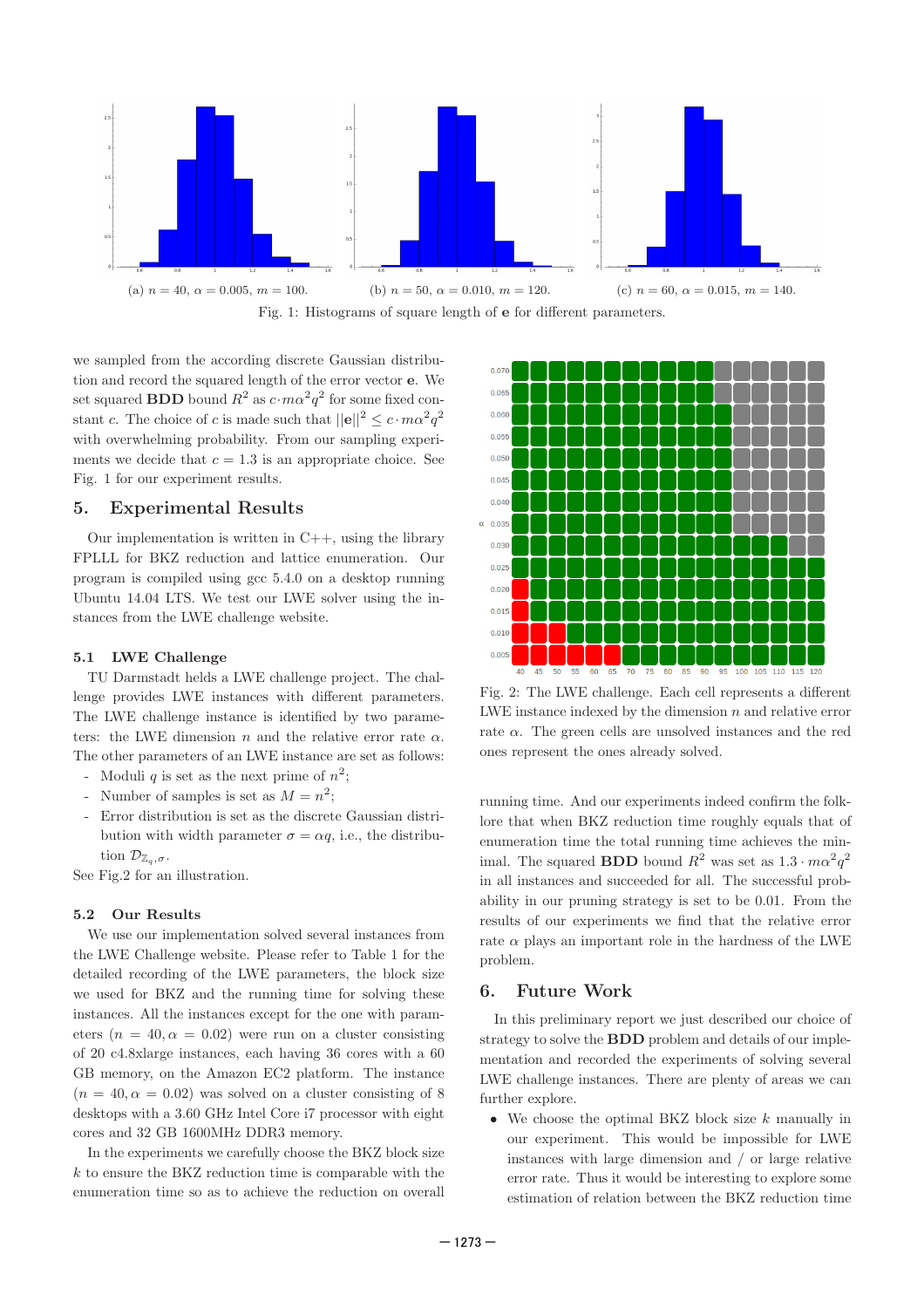(a) $n = 40$, $\alpha = 0.005$, $m = 100$.

(b) $n = 50$, $\alpha = 0.010$, $m = 120$.

(c) $n = 60$, $\alpha = 0.015$, $m = 140$.

Fig. 1: Histograms of square length of $\mathbf{e}$ for different parameters.

we sampled from the according discrete Gaussian distribution and record the squared length of the error vector $\mathbf{e}$. We set squared **BDD** bound $R^2$ as $c \cdot m\alpha^2 q^2$ for some fixed constant $c$. The choice of $c$ is made such that $||\mathbf{e}||^2 \leq c \cdot m\alpha^2 q^2$ with overwhelming probability. From our sampling experiments we decide that $c = 1.3$ is an appropriate choice. See Fig. 1 for our experiment results.

## 5. Experimental Results

Our implementation is written in C++, using the library FPLLL for BKZ reduction and lattice enumeration. Our program is compiled using gcc 5.4.0 on a desktop running Ubuntu 14.04 LTS. We test our LWE solver using the instances from the LWE challenge website.

### 5.1 LWE Challenge

TU Darmstadt helds a LWE challenge project. The challenge provides LWE instances with different parameters. The LWE challenge instance is identified by two parameters: the LWE dimension $n$ and the relative error rate $\alpha$. The other parameters of an LWE instance are set as follows:

- Moduli $q$ is set as the next prime of $n^2$;
- Number of samples is set as $M = n^2$;
- Error distribution is set as the discrete Gaussian distribution with width parameter $\sigma = \alpha q$, i.e., the distribution $\mathcal{D}_{\mathbb{Z}_q,\sigma}$.

See Fig.2 for an illustration.

Fig. 2: The LWE challenge. Each cell represents a different LWE instance indexed by the dimension $n$ and relative error rate $\alpha$. The green cells are unsolved instances and the red ones represent the ones already solved.

### 5.2 Our Results

We use our implementation solved several instances from the LWE Challenge website. Please refer to Table 1 for the detailed recording of the LWE parameters, the block size we used for BKZ and the running time for solving these instances. All the instances except for the one with parameters ($n = 40, \alpha = 0.02$) were run on a cluster consisting of 20 c4.8xlarge instances, each having 36 cores with a 60 GB memory, on the Amazon EC2 platform. The instance ($n = 40, \alpha = 0.02$) was solved on a cluster consisting of 8 desktops with a 3.60 GHz Intel Core i7 processor with eight cores and 32 GB 1600MHz DDR3 memory.

In the experiments we carefully choose the BKZ block size $k$ to ensure the BKZ reduction time is comparable with the enumeration time so as to achieve the reduction on overall running time. And our experiments indeed confirm the folklore that when BKZ reduction time roughly equals that of enumeration time the total running time achieves the minimal. The squared **BDD** bound $R^2$ was set as $1.3 \cdot m\alpha^2 q^2$ in all instances and succeeded for all. The successful probability in our pruning strategy is set to be 0.01. From the results of our experiments we find that the relative error rate $\alpha$ plays an important role in the hardness of the LWE problem.

## 6. Future Work

In this preliminary report we just described our choice of strategy to solve the **BDD** problem and details of our implementation and recorded the experiments of solving several LWE challenge instances. There are plenty of areas we can further explore.

- We choose the optimal BKZ block size $k$ manually in our experiment. This would be impossible for LWE instances with large dimension and / or large relative error rate. Thus it would be interesting to explore some estimation of relation between the BKZ reduction time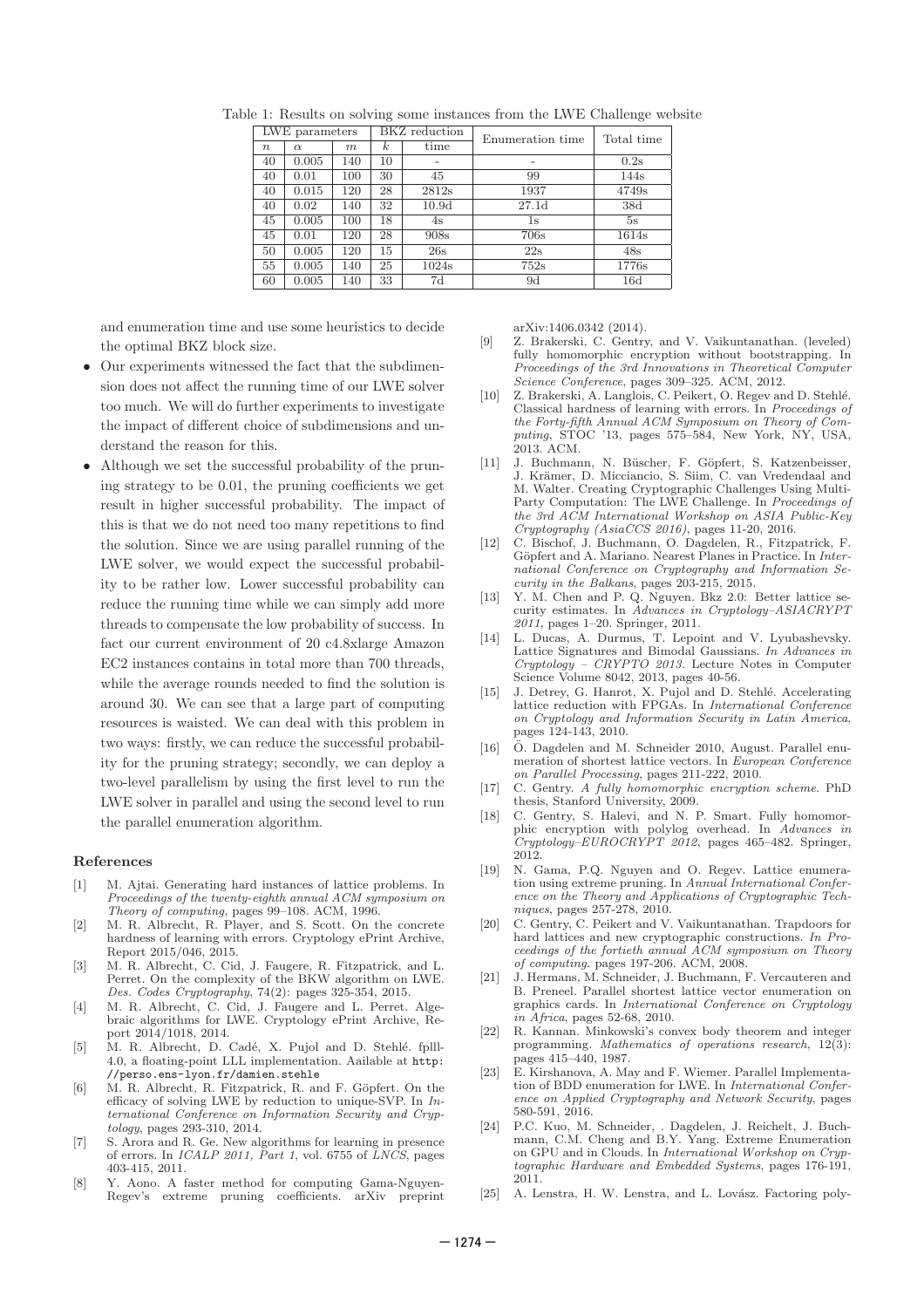Table 1: Results on solving some instances from the LWE Challenge website

| LWE parameters | | | BKZ reduction | | Enumeration time | Total time |
|---|---|---|---|---|---|---|
| $n$ | $\alpha$ | $m$ | $k$ | time | | |
| 40 | 0.005 | 140 | 10 | - | - | 0.2s |
| 40 | 0.01 | 100 | 30 | 45 | 99 | 144s |
| 40 | 0.015 | 120 | 28 | 2812s | 1937 | 4749s |
| 40 | 0.02 | 140 | 32 | 10.9d | 27.1d | 38d |
| 45 | 0.005 | 100 | 18 | 4s | 1s | 5s |
| 45 | 0.01 | 120 | 28 | 908s | 706s | 1614s |
| 50 | 0.005 | 120 | 15 | 26s | 22s | 48s |
| 55 | 0.005 | 140 | 25 | 1024s | 752s | 1776s |
| 60 | 0.005 | 140 | 33 | 7d | 9d | 16d |

and enumeration time and use some heuristics to decide the optimal BKZ block size.

- Our experiments witnessed the fact that the subdimension does not affect the running time of our LWE solver too much. We will do further experiments to investigate the impact of different choice of subdimensions and understand the reason for this.
- Although we set the successful probability of the pruning strategy to be 0.01, the pruning coefficients we get result in higher successful probability. The impact of this is that we do not need too many repetitions to find the solution. Since we are using parallel running of the LWE solver, we would expect the successful probability to be rather low. Lower successful probability can reduce the running time while we can simply add more threads to compensate the low probability of success. In fact our current environment of 20 c4.8xlarge Amazon EC2 instances contains in total more than 700 threads, while the average rounds needed to find the solution is around 30. We can see that a large part of computing resources is waisted. We can deal with this problem in two ways: firstly, we can reduce the successful probability for the pruning strategy; secondly, we can deploy a two-level parallelism by using the first level to run the LWE solver in parallel and using the second level to run the parallel enumeration algorithm.

### References

[1] M. Ajtai. Generating hard instances of lattice problems. In *Proceedings of the twenty-eighth annual ACM symposium on Theory of computing*, pages 99–108. ACM, 1996.

[2] M. R. Albrecht, R. Player, and S. Scott. On the concrete hardness of learning with errors. Cryptology ePrint Archive, Report 2015/046, 2015.

[3] M. R. Albrecht, C. Cid, J. Faugere, R. Fitzpatrick, and L. Perret. On the complexity of the BKW algorithm on LWE. *Des. Codes Cryptography*, 74(2): pages 325-354, 2015.

[4] M. R. Albrecht, C. Cid, J. Faugere and L. Perret. Algebraic algorithms for LWE. Cryptology ePrint Archive, Report 2014/1018, 2014.

[5] M. R. Albrecht, D. Cadé, X. Pujol and D. Stehlé. fplll-4.0, a floating-point LLL implementation. Aailable at http://perso.ens-lyon.fr/damien.stehle

[6] M. R. Albrecht, R. Fitzpatrick, R. and F. Göpfert. On the efficacy of solving LWE by reduction to unique-SVP. In *International Conference on Information Security and Cryptology*, pages 293-310, 2014.

[7] S. Arora and R. Ge. New algorithms for learning in presence of errors. In *ICALP 2011, Part 1*, vol. 6755 of *LNCS*, pages 403-415, 2011.

[8] Y. Aono. A faster method for computing Gama-Nguyen-Regev's extreme pruning coefficients. arXiv preprint arXiv:1406.0342 (2014).

[9] Z. Brakerski, C. Gentry, and V. Vaikuntanathan. (leveled) fully homomorphic encryption without bootstrapping. In *Proceedings of the 3rd Innovations in Theoretical Computer Science Conference*, pages 309–325. ACM, 2012.

[10] Z. Brakerski, A. Langlois, C. Peikert, O. Regev and D. Stehlé. Classical hardness of learning with errors. In *Proceedings of the Forty-fifth Annual ACM Symposium on Theory of Computing*, STOC '13, pages 575–584, New York, NY, USA, 2013. ACM.

[11] J. Buchmann, N. Büscher, F. Göpfert, S. Katzenbeisser, J. Krämer, D. Micciancio, S. Siim, C. van Vredendaal and M. Walter. Creating Cryptographic Challenges Using Multi-Party Computation: The LWE Challenge. In *Proceedings of the 3rd ACM International Workshop on ASIA Public-Key Cryptography (AsiaCCS 2016)*, pages 11-20, 2016.

[12] C. Bischof, J. Buchmann, O. Dagdelen, R., Fitzpatrick, F. Göpfert and A. Mariano. Nearest Planes in Practice. In *International Conference on Cryptography and Information Security in the Balkans*, pages 203-215, 2015.

[13] Y. M. Chen and P. Q. Nguyen. Bkz 2.0: Better lattice security estimates. In *Advances in Cryptology–ASIACRYPT 2011*, pages 1–20. Springer, 2011.

[14] L. Ducas, A. Durmus, T. Lepoint and V. Lyubashevsky. Lattice Signatures and Bimodal Gaussians. *In Advances in Cryptology – CRYPTO 2013*. Lecture Notes in Computer Science Volume 8042, 2013, pages 40-56.

[15] J. Detrey, G. Hanrot, X. Pujol and D. Stehlé. Accelerating lattice reduction with FPGAs. In *International Conference on Cryptology and Information Security in Latin America*, pages 124-143, 2010.

[16] Ö. Dagdelen and M. Schneider 2010, August. Parallel enumeration of shortest lattice vectors. In *European Conference on Parallel Processing*, pages 211-222, 2010.

[17] C. Gentry. *A fully homomorphic encryption scheme*. PhD thesis, Stanford University, 2009.

[18] C. Gentry, S. Halevi, and N. P. Smart. Fully homomorphic encryption with polylog overhead. In *Advances in Cryptology–EUROCRYPT 2012*, pages 465–482. Springer, 2012.

[19] N. Gama, P.Q. Nguyen and O. Regev. Lattice enumeration using extreme pruning. In *Annual International Conference on the Theory and Applications of Cryptographic Techniques*, pages 257-278, 2010.

[20] C. Gentry, C. Peikert and V. Vaikuntanathan. Trapdoors for hard lattices and new cryptographic constructions. *In Proceedings of the fortieth annual ACM symposium on Theory of computing*. pages 197-206. ACM, 2008.

[21] J. Hermans, M. Schneider, J. Buchmann, F. Vercauteren and B. Preneel. Parallel shortest lattice vector enumeration on graphics cards. In *International Conference on Cryptology in Africa*, pages 52-68, 2010.

[22] R. Kannan. Minkowski's convex body theorem and integer programming. *Mathematics of operations research*, 12(3): pages 415–440, 1987.

[23] E. Kirshanova, A. May and F. Wiemer. Parallel Implementation of BDD enumeration for LWE. In *International Conference on Applied Cryptography and Network Security*, pages 580-591, 2016.

[24] P.C. Kuo, M. Schneider, . Dagdelen, J. Reichelt, J. Buchmann, C.M. Cheng and B.Y. Yang. Extreme Enumeration on GPU and in Clouds. In *International Workshop on Cryptographic Hardware and Embedded Systems*, pages 176-191, 2011.

[25] A. Lenstra, H. W. Lenstra, and L. Lovász. Factoring poly-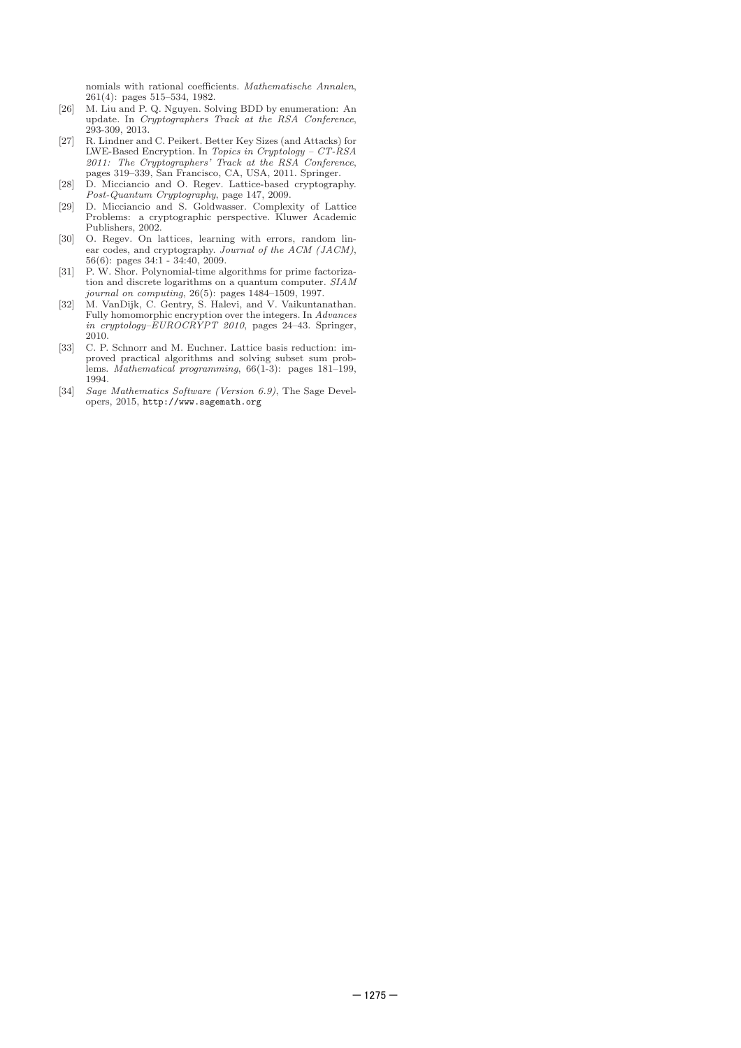nomials with rational coefficients. *Mathematische Annalen*, 261(4): pages 515–534, 1982.

[26] M. Liu and P. Q. Nguyen. Solving BDD by enumeration: An update. In *Cryptographers Track at the RSA Conference*, 293-309, 2013.

[27] R. Lindner and C. Peikert. Better Key Sizes (and Attacks) for LWE-Based Encryption. In *Topics in Cryptology – CT-RSA 2011: The Cryptographers' Track at the RSA Conference*, pages 319–339, San Francisco, CA, USA, 2011. Springer.

[28] D. Micciancio and O. Regev. Lattice-based cryptography. *Post-Quantum Cryptography*, page 147, 2009.

[29] D. Micciancio and S. Goldwasser. Complexity of Lattice Problems: a cryptographic perspective. Kluwer Academic Publishers, 2002.

[30] O. Regev. On lattices, learning with errors, random linear codes, and cryptography. *Journal of the ACM (JACM)*, 56(6): pages 34:1 - 34:40, 2009.

[31] P. W. Shor. Polynomial-time algorithms for prime factorization and discrete logarithms on a quantum computer. *SIAM journal on computing*, 26(5): pages 1484–1509, 1997.

[32] M. VanDijk, C. Gentry, S. Halevi, and V. Vaikuntanathan. Fully homomorphic encryption over the integers. In *Advances in cryptology–EUROCRYPT 2010*, pages 24–43. Springer, 2010.

[33] C. P. Schnorr and M. Euchner. Lattice basis reduction: improved practical algorithms and solving subset sum problems. *Mathematical programming*, 66(1-3): pages 181–199, 1994.

[34] *Sage Mathematics Software (Version 6.9)*, The Sage Developers, 2015, http://www.sagemath.org